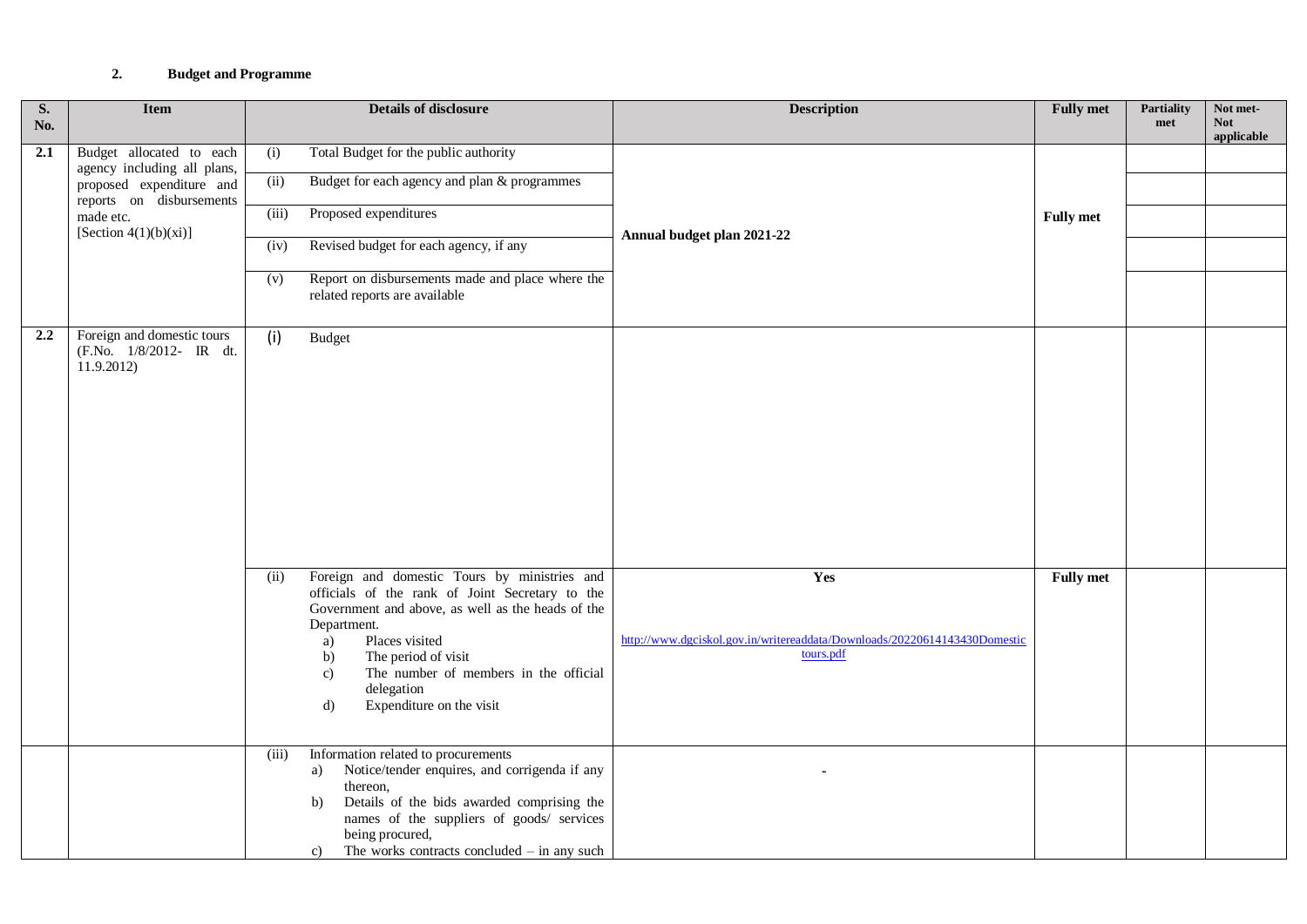## 2. Budget and Programme

| S. No. | Item | Details of disclosure | Description | Fully met | Partiality met | Not met- Not applicable |
|---|---|---|---|---|---|---|
| 2.1 | Budget allocated to each agency including all plans, proposed expenditure and reports on disbursements made etc. [Section 4(1)(b)(xi)] | (i) Total Budget for the public authority | Annual budget plan 2021-22 | Fully met | | |
| | | (ii) Budget for each agency and plan & programmes | | | | |
| | | (iii) Proposed expenditures | | | | |
| | | (iv) Revised budget for each agency, if any | | | | |
| | | (v) Report on disbursements made and place where the related reports are available | | | | |
| 2.2 | Foreign and domestic tours (F.No. 1/8/2012- IR dt. 11.9.2012) | (i) Budget | | | | |
| | | (ii) Foreign and domestic Tours by ministries and officials of the rank of Joint Secretary to the Government and above, as well as the heads of the Department. a) Places visited b) The period of visit c) The number of members in the official delegation d) Expenditure on the visit | Yes http://www.dgciskol.gov.in/writereaddata/Downloads/20220614143430Domestic tours.pdf | Fully met | | |
| | | (iii) Information related to procurements a) Notice/tender enquires, and corrigenda if any thereon, b) Details of the bids awarded comprising the names of the suppliers of goods/ services being procured, c) The works contracts concluded – in any such | - | | | |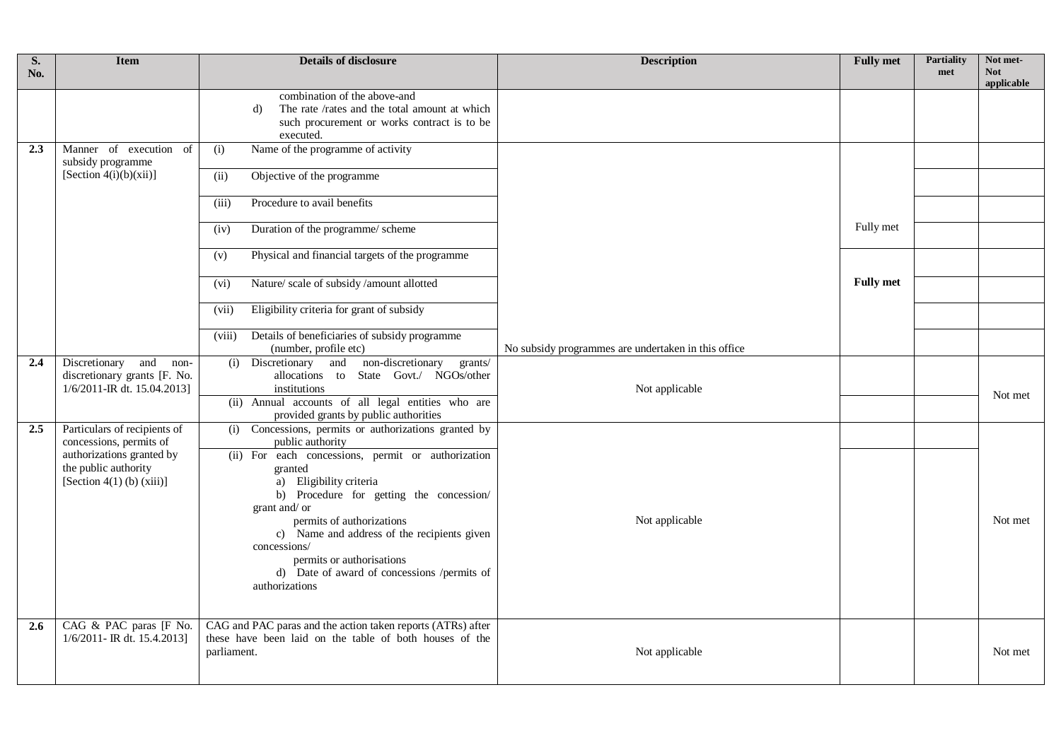| S. No. | Item | Details of disclosure | Description | Fully met | Partiality met | Not met- Not applicable |
|---|---|---|---|---|---|---|
| | | combination of the above-and<br>d) The rate /rates and the total amount at which such procurement or works contract is to be executed. | | | | |
| 2.3 | Manner of execution of subsidy programme [Section 4(i)(b)(xii)] | (i) Name of the programme of activity | No subsidy programmes are undertaken in this office | Fully met | | |
| | | (ii) Objective of the programme | | | | |
| | | (iii) Procedure to avail benefits | | | | |
| | | (iv) Duration of the programme/ scheme | | | | |
| | | (v) Physical and financial targets of the programme | | **Fully met** | | |
| | | (vi) Nature/ scale of subsidy /amount allotted | | | | |
| | | (vii) Eligibility criteria for grant of subsidy | | | | |
| | | (viii) Details of beneficiaries of subsidy programme (number, profile etc) | | | | |
| 2.4 | Discretionary and non-discretionary grants [F. No. 1/6/2011-IR dt. 15.04.2013] | (i) Discretionary and non-discretionary grants/ allocations to State Govt./ NGOs/other institutions | Not applicable | | | Not met |
| | | (ii) Annual accounts of all legal entities who are provided grants by public authorities | | | | |
| 2.5 | Particulars of recipients of concessions, permits of authorizations granted by the public authority [Section 4(1) (b) (xiii)] | (i) Concessions, permits or authorizations granted by public authority | Not applicable | | | Not met |
| | | (ii) For each concessions, permit or authorization granted<br>a) Eligibility criteria<br>b) Procedure for getting the concession/ grant and/ or permits of authorizations<br>c) Name and address of the recipients given concessions/ permits or authorisations<br>d) Date of award of concessions /permits of authorizations | | | | |
| 2.6 | CAG & PAC paras [F No. 1/6/2011- IR dt. 15.4.2013] | CAG and PAC paras and the action taken reports (ATRs) after these have been laid on the table of both houses of the parliament. | Not applicable | | | Not met |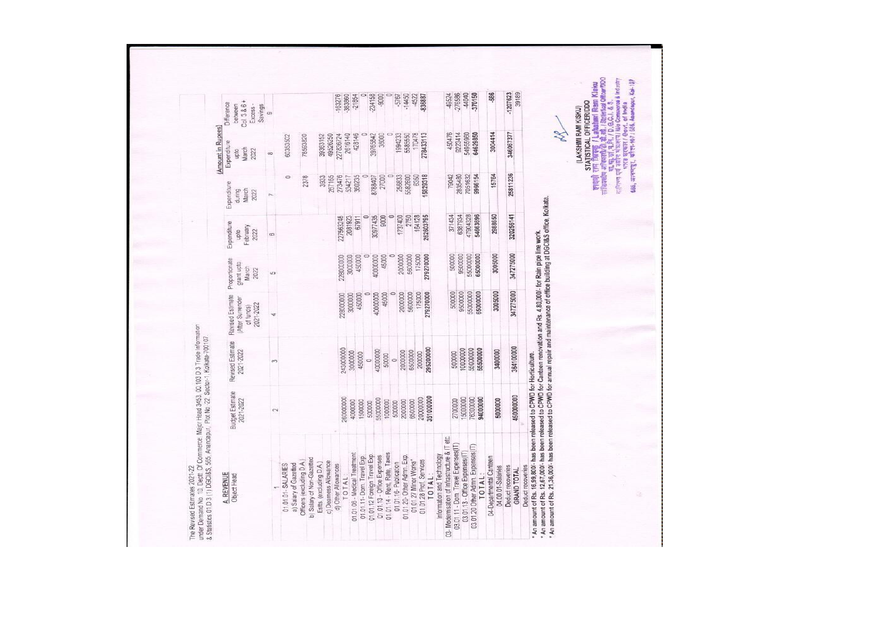The Revised Estimates 2021-22
under Demand No 10, Deptt. Of Commerce, Major Head 3453, 00.103 D 3 Trade information
& Statistics 01 D 3 (1) DGCI&S, 565, Anandapur, Plot No 22, Sector-1, Kolkata-700107.

(Amount in Rupees)

| A. REVENUE Object Head | Budget Estimate 2021-2022 | Revised Estimate 2021-2022 | Revised Estimate (After Surrender of funds) 2021-2022 | Proportionate grant upto March 2022 | Expenditure upto February 2022 | Expenditure during March 2022 | Expenditure upto March 2022 | Difference between Col 3 & 8 + Excess - Savings |
|---|---|---|---|---|---|---|---|---|
| 1 | 2 | 3 | 4 | 5 | 6 | 7 | 8 | 9 |
| 01.01.01- SALARIES | | | | | | | | |
| a) Salary of Gazetted Officers (excluding D.A.) | | | | | | 0 | 60353502 | |
| b) Salary of Non-Gazetted Estts. (excluding D.A.) | | | | | | 2378 | 78563820 | |
| c) Dearness Allowance | | | | | | 3933 | 39363152 | |
| d) Other Allowances | | | | | | 267165 | 49526250 | |
| TOTAL | 280000000 | 243000000 | 228000000 | 228000000 | 227563248 | 273476 | 227836724 | -163276 |
| 01.01.06 - Medical Treatment | 4000000 | 3000000 | 3000000 | 3000000 | 2081923 | 534217 | 2616140 | -383860 |
| 01.01.11- Dom. Travel Exp. | 1500000 | 450000 | 450000 | 450000 | 67911 | 360235 | 428146 | -21854 |
| 01.01.12 Foreign Travel Exp | 50000 | 0 | 0 | 0 | | 0 | 0 | 0 |
| 01.01.13 - Office Expenses | 55000000 | 40000000 | 40000000 | 40000000 | 30977435 | 8788407 | 39765842 | -234158 |
| 01.01.14 - Rent, Rate, Taxes | 1000000 | 50000 | 45000 | 45000 | 9000 | 27000 | 36000 | -9000 |
| 01.01.16- Publication | 50000 | 0 | 0 | 0 | 0 | 0 | 0 | 0 |
| 01.01.20- Other Admn. Exp. | 2000000 | 2000000 | 2000000 | 2000000 | 1737400 | 256833 | 1994233 | -5767 |
| 01.01.27 Minor Works* | 6500000 | 6500000 | 5600000 | 5600000 | 2750 | 5582800 | 5585550 | -14450 |
| 01.01.28 Prof. Services | 20000000 | 200000 | 175000 | 175000 | 164128 | 6350 | 170478 | -4522 |
| TOTAL : | 351000000 | 295200000 | 279270000 | 279270000 | 262603795 | 15829318 | 278433113 | -836887 |
| Information and Technology | | | | | | | | |
| 03- Modernisation of Infrastructure & IT etc. | | | | | | | | |
| 03.01.11 - Dom. Travel Expenses(IT) | 2700000 | 500000 | 500000 | 500000 | 371434 | 79042 | 450476 | -49524 |
| 03.01.13 - Office Expenses(IT) | 15000000 | 10000000 | 9500000 | 9500000 | 6387934 | 2835480 | 9223414 | -276586 |
| 03.01.20 Other Admn. Expenses(IT) | 76300000 | 56000000 | 55000000 | 55000000 | 47904328 | 7051632 | 54955960 | -44040 |
| TOTAL : | 94000000 | 66500000 | 65000000 | 65000000 | 54663696 | 9966154 | 64629850 | -370150 |
| 04-Departmental Canteen | | | | | | | | |
| 04.00.01-Salaries | 5000000 | 3400000 | 3005000 | 3005000 | 2988650 | 15764 | 3004414 | -586 |
| Deduct recoveries | | | | | | | | |
| GRAND TOTAL | 450000000 | 364100000 | 347275000 | 347275000 | 320256141 | 25811236 | 346067377 | -1207623 |
| Deduct recoveries | | | | | | | | 39189 |

* An amount of Rs. 16,99,800/- has been released to CPWD for Horticulture.
* An amount of Rs. 12,67,000/- has been released to CPWD for Canteen renovation and Rs. 4,80,000/- for Rain pipe line work.
* An amount of Rs. 21,36,000/- has been released to CPWD for annual repair and maintenance of office building at DGCI&S office, Kolkata.

(LAKSHMI RAM KISKU)
STATISTICAL OFFICER/DDO

लक्ष्मी राम किस्कू / Lakshmi Ram Kisku
सांख्यिकीय अधिकारी/डी.डी.ओ. / Statistical Officer/DDO
वा.सू.सां.म.नि. / D.G.C.I. & S.
वाणिज्य एवं उद्योग मंत्रालय / M/o Commerce & Industry
भारत सरकार / Govt. of India
565, आनन्दपुर, कोल-107 / 565, Anandapur, Kol-107